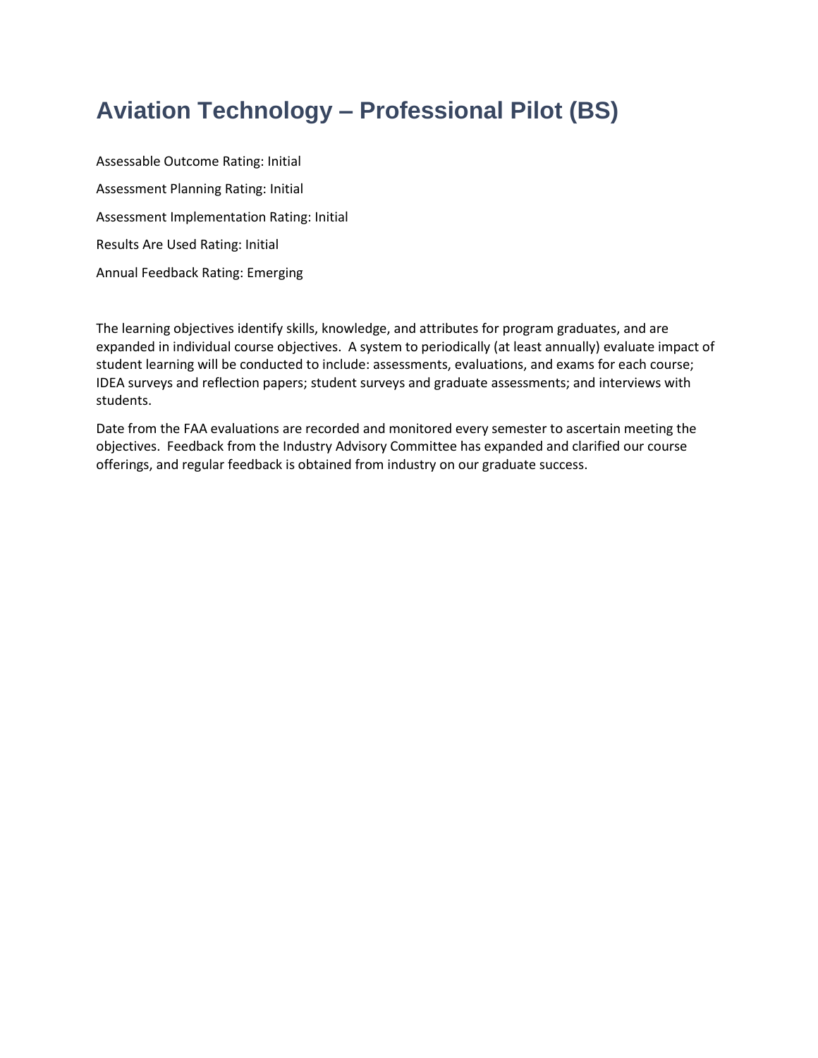# Aviation Technology – Professional Pilot (BS)

Assessable Outcome Rating: Initial

Assessment Planning Rating: Initial

Assessment Implementation Rating: Initial

Results Are Used Rating: Initial

Annual Feedback Rating: Emerging

The learning objectives identify skills, knowledge, and attributes for program graduates, and are expanded in individual course objectives. A system to periodically (at least annually) evaluate impact of student learning will be conducted to include: assessments, evaluations, and exams for each course; IDEA surveys and reflection papers; student surveys and graduate assessments; and interviews with students.

Date from the FAA evaluations are recorded and monitored every semester to ascertain meeting the objectives. Feedback from the Industry Advisory Committee has expanded and clarified our course offerings, and regular feedback is obtained from industry on our graduate success.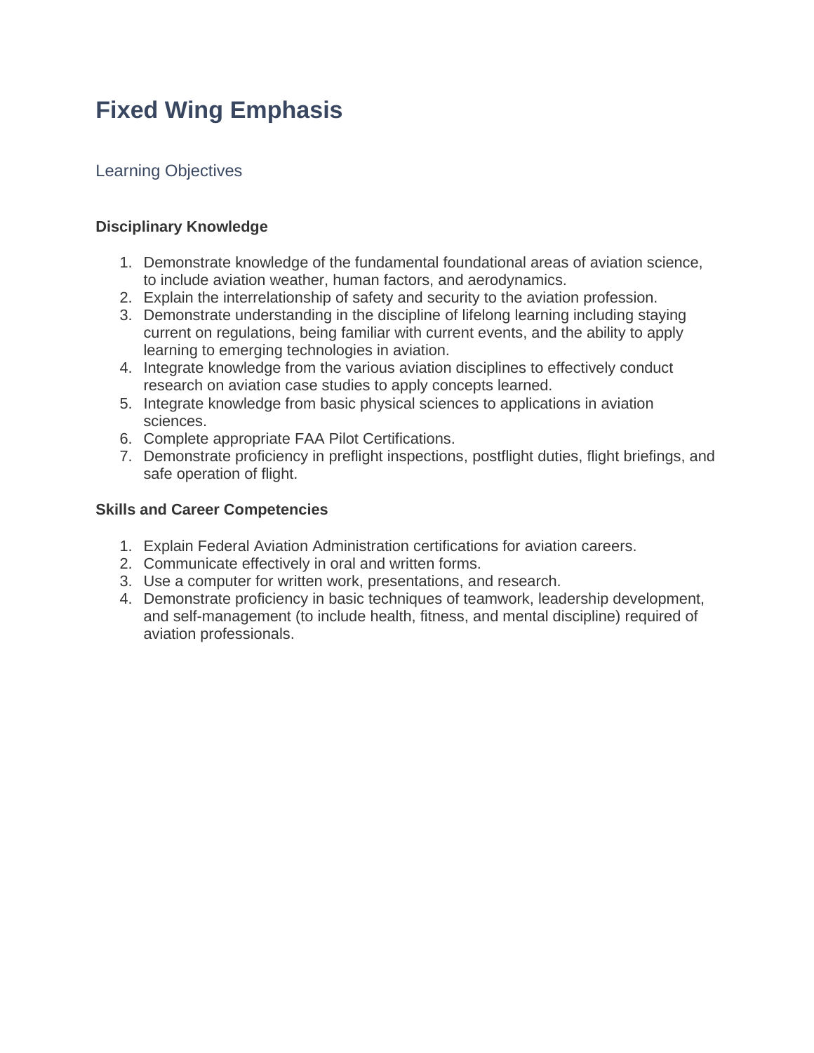# Fixed Wing Emphasis

## Learning Objectives

**Disciplinary Knowledge**

1. Demonstrate knowledge of the fundamental foundational areas of aviation science, to include aviation weather, human factors, and aerodynamics.
2. Explain the interrelationship of safety and security to the aviation profession.
3. Demonstrate understanding in the discipline of lifelong learning including staying current on regulations, being familiar with current events, and the ability to apply learning to emerging technologies in aviation.
4. Integrate knowledge from the various aviation disciplines to effectively conduct research on aviation case studies to apply concepts learned.
5. Integrate knowledge from basic physical sciences to applications in aviation sciences.
6. Complete appropriate FAA Pilot Certifications.
7. Demonstrate proficiency in preflight inspections, postflight duties, flight briefings, and safe operation of flight.

**Skills and Career Competencies**

1. Explain Federal Aviation Administration certifications for aviation careers.
2. Communicate effectively in oral and written forms.
3. Use a computer for written work, presentations, and research.
4. Demonstrate proficiency in basic techniques of teamwork, leadership development, and self-management (to include health, fitness, and mental discipline) required of aviation professionals.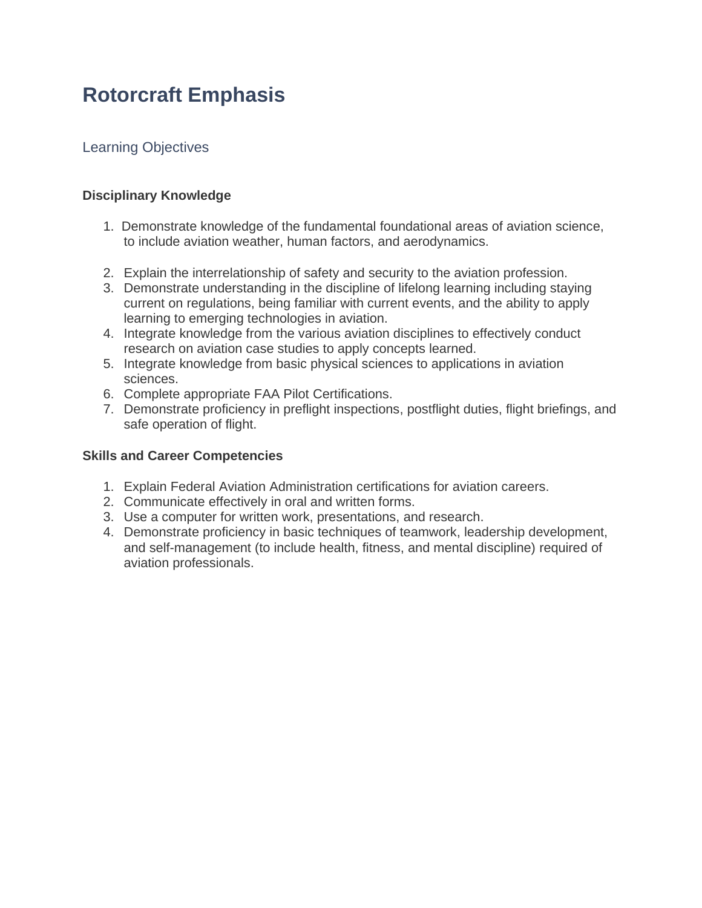# Rotorcraft Emphasis

## Learning Objectives

**Disciplinary Knowledge**

1. Demonstrate knowledge of the fundamental foundational areas of aviation science, to include aviation weather, human factors, and aerodynamics.
2. Explain the interrelationship of safety and security to the aviation profession.
3. Demonstrate understanding in the discipline of lifelong learning including staying current on regulations, being familiar with current events, and the ability to apply learning to emerging technologies in aviation.
4. Integrate knowledge from the various aviation disciplines to effectively conduct research on aviation case studies to apply concepts learned.
5. Integrate knowledge from basic physical sciences to applications in aviation sciences.
6. Complete appropriate FAA Pilot Certifications.
7. Demonstrate proficiency in preflight inspections, postflight duties, flight briefings, and safe operation of flight.

**Skills and Career Competencies**

1. Explain Federal Aviation Administration certifications for aviation careers.
2. Communicate effectively in oral and written forms.
3. Use a computer for written work, presentations, and research.
4. Demonstrate proficiency in basic techniques of teamwork, leadership development, and self-management (to include health, fitness, and mental discipline) required of aviation professionals.